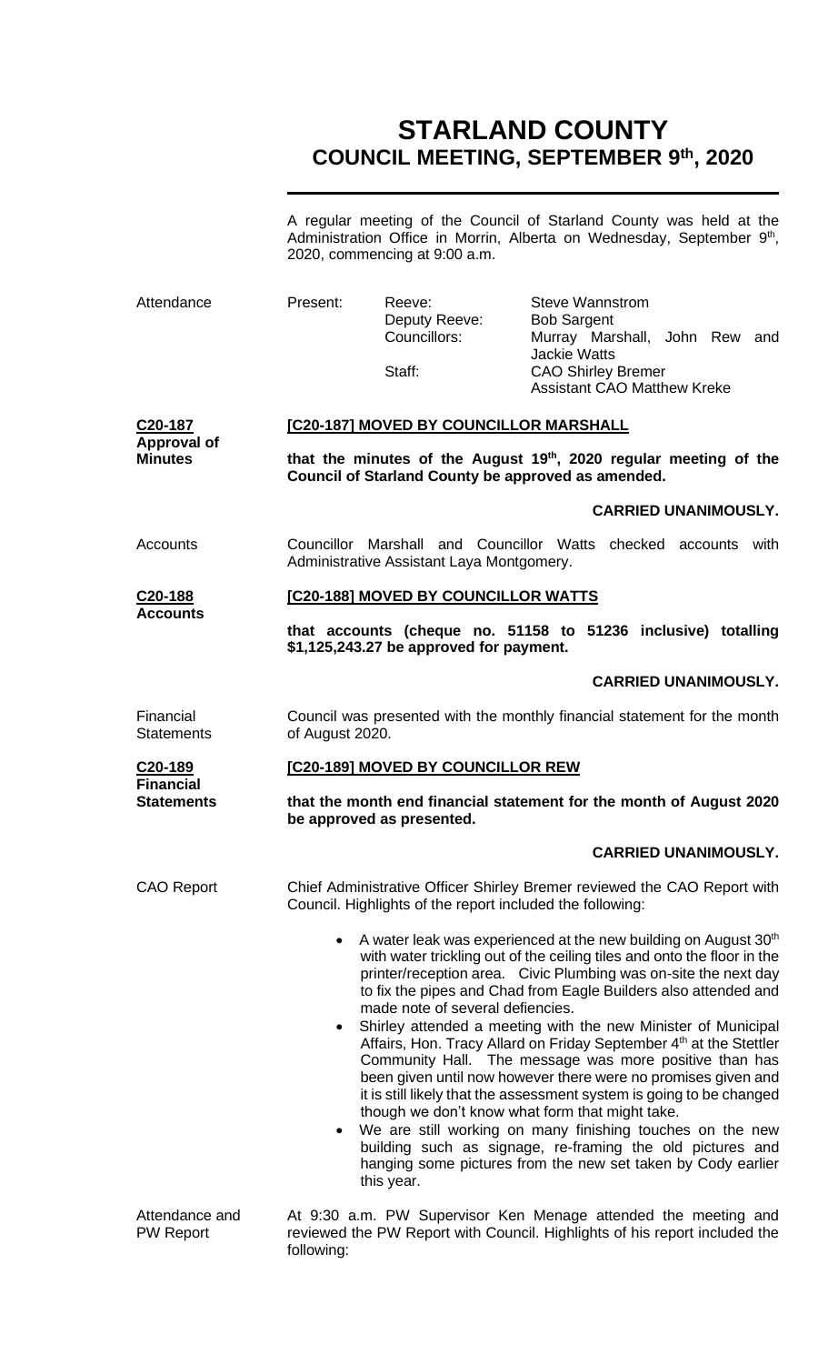# STARLAND COUNTY
## COUNCIL MEETING, SEPTEMBER 9th, 2020

A regular meeting of the Council of Starland County was held at the Administration Office in Morrin, Alberta on Wednesday, September 9th, 2020, commencing at 9:00 a.m.

**Attendance**

| Present: | Reeve: | Steve Wannstrom |
|---|---|---|
| | Deputy Reeve: | Bob Sargent |
| | Councillors: | Murray Marshall, John Rew and Jackie Watts |
| | Staff: | CAO Shirley Bremer |
| | | Assistant CAO Matthew Kreke |

**C20-187 Approval of Minutes**

**[C20-187] MOVED BY COUNCILLOR MARSHALL**

**that the minutes of the August 19th, 2020 regular meeting of the Council of Starland County be approved as amended.**

**CARRIED UNANIMOUSLY.**

**Accounts**

Councillor Marshall and Councillor Watts checked accounts with Administrative Assistant Laya Montgomery.

**C20-188 Accounts**

**[C20-188] MOVED BY COUNCILLOR WATTS**

**that accounts (cheque no. 51158 to 51236 inclusive) totalling $1,125,243.27 be approved for payment.**

**CARRIED UNANIMOUSLY.**

**Financial Statements**

Council was presented with the monthly financial statement for the month of August 2020.

**C20-189 Financial Statements**

**[C20-189] MOVED BY COUNCILLOR REW**

**that the month end financial statement for the month of August 2020 be approved as presented.**

**CARRIED UNANIMOUSLY.**

**CAO Report**

Chief Administrative Officer Shirley Bremer reviewed the CAO Report with Council. Highlights of the report included the following:

- A water leak was experienced at the new building on August 30th with water trickling out of the ceiling tiles and onto the floor in the printer/reception area. Civic Plumbing was on-site the next day to fix the pipes and Chad from Eagle Builders also attended and made note of several defiencies.
- Shirley attended a meeting with the new Minister of Municipal Affairs, Hon. Tracy Allard on Friday September 4th at the Stettler Community Hall. The message was more positive than has been given until now however there were no promises given and it is still likely that the assessment system is going to be changed though we don't know what form that might take.
- We are still working on many finishing touches on the new building such as signage, re-framing the old pictures and hanging some pictures from the new set taken by Cody earlier this year.

**Attendance and PW Report**

At 9:30 a.m. PW Supervisor Ken Menage attended the meeting and reviewed the PW Report with Council. Highlights of his report included the following: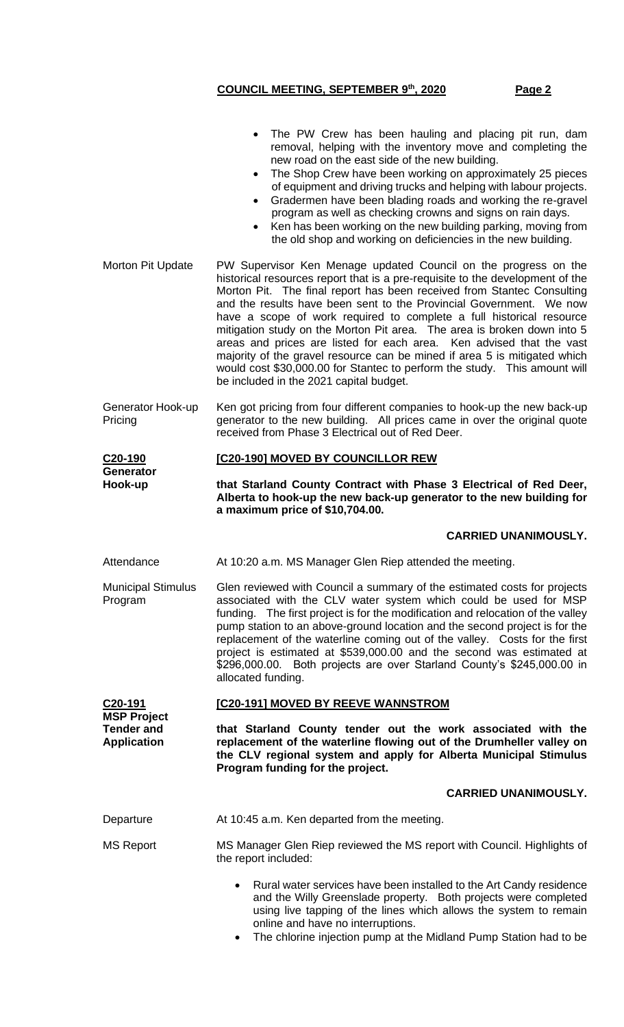- The PW Crew has been hauling and placing pit run, dam removal, helping with the inventory move and completing the new road on the east side of the new building.
- The Shop Crew have been working on approximately 25 pieces of equipment and driving trucks and helping with labour projects.
- Gradermen have been blading roads and working the re-gravel program as well as checking crowns and signs on rain days.
- Ken has been working on the new building parking, moving from the old shop and working on deficiencies in the new building.

Morton Pit Update

PW Supervisor Ken Menage updated Council on the progress on the historical resources report that is a pre-requisite to the development of the Morton Pit. The final report has been received from Stantec Consulting and the results have been sent to the Provincial Government. We now have a scope of work required to complete a full historical resource mitigation study on the Morton Pit area. The area is broken down into 5 areas and prices are listed for each area. Ken advised that the vast majority of the gravel resource can be mined if area 5 is mitigated which would cost $30,000.00 for Stantec to perform the study. This amount will be included in the 2021 capital budget.

Generator Hook-up Pricing

Ken got pricing from four different companies to hook-up the new back-up generator to the new building. All prices came in over the original quote received from Phase 3 Electrical out of Red Deer.

**C20-190**
**Generator Hook-up**

**[C20-190] MOVED BY COUNCILLOR REW**

**that Starland County Contract with Phase 3 Electrical of Red Deer, Alberta to hook-up the new back-up generator to the new building for a maximum price of $10,704.00.**

**CARRIED UNANIMOUSLY.**

Attendance

At 10:20 a.m. MS Manager Glen Riep attended the meeting.

Municipal Stimulus Program

Glen reviewed with Council a summary of the estimated costs for projects associated with the CLV water system which could be used for MSP funding. The first project is for the modification and relocation of the valley pump station to an above-ground location and the second project is for the replacement of the waterline coming out of the valley. Costs for the first project is estimated at $539,000.00 and the second was estimated at $296,000.00. Both projects are over Starland County's $245,000.00 in allocated funding.

**C20-191**
**MSP Project Tender and Application**

**[C20-191] MOVED BY REEVE WANNSTROM**

**that Starland County tender out the work associated with the replacement of the waterline flowing out of the Drumheller valley on the CLV regional system and apply for Alberta Municipal Stimulus Program funding for the project.**

**CARRIED UNANIMOUSLY.**

Departure

At 10:45 a.m. Ken departed from the meeting.

MS Report

MS Manager Glen Riep reviewed the MS report with Council. Highlights of the report included:

- Rural water services have been installed to the Art Candy residence and the Willy Greenslade property. Both projects were completed using live tapping of the lines which allows the system to remain online and have no interruptions.
- The chlorine injection pump at the Midland Pump Station had to be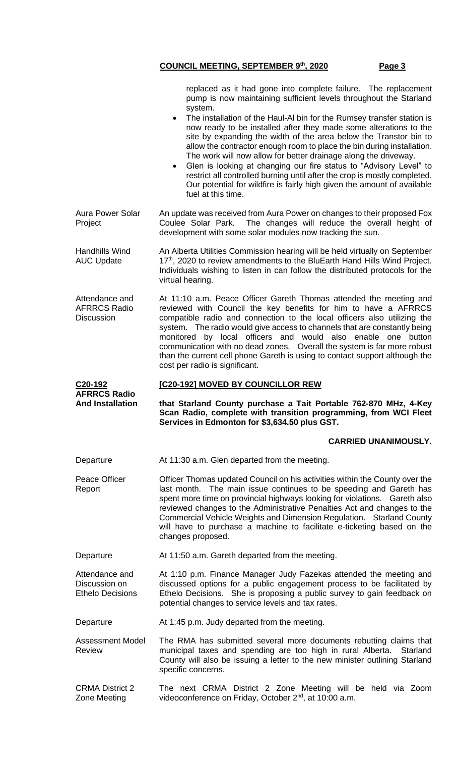replaced as it had gone into complete failure. The replacement pump is now maintaining sufficient levels throughout the Starland system.

- The installation of the Haul-Al bin for the Rumsey transfer station is now ready to be installed after they made some alterations to the site by expanding the width of the area below the Transtor bin to allow the contractor enough room to place the bin during installation. The work will now allow for better drainage along the driveway.
- Glen is looking at changing our fire status to "Advisory Level" to restrict all controlled burning until after the crop is mostly completed. Our potential for wildfire is fairly high given the amount of available fuel at this time.

**Aura Power Solar Project**

An update was received from Aura Power on changes to their proposed Fox Coulee Solar Park. The changes will reduce the overall height of development with some solar modules now tracking the sun.

**Handhills Wind AUC Update**

An Alberta Utilities Commission hearing will be held virtually on September 17th, 2020 to review amendments to the BluEarth Hand Hills Wind Project. Individuals wishing to listen in can follow the distributed protocols for the virtual hearing.

**Attendance and AFRRCS Radio Discussion**

At 11:10 a.m. Peace Officer Gareth Thomas attended the meeting and reviewed with Council the key benefits for him to have a AFRRCS compatible radio and connection to the local officers also utilizing the system. The radio would give access to channels that are constantly being monitored by local officers and would also enable one button communication with no dead zones. Overall the system is far more robust than the current cell phone Gareth is using to contact support although the cost per radio is significant.

**C20-192 AFRRCS Radio And Installation**

**[C20-192] MOVED BY COUNCILLOR REW**

**that Starland County purchase a Tait Portable 762-870 MHz, 4-Key Scan Radio, complete with transition programming, from WCI Fleet Services in Edmonton for $3,634.50 plus GST.**

**CARRIED UNANIMOUSLY.**

**Departure**

At 11:30 a.m. Glen departed from the meeting.

**Peace Officer Report**

Officer Thomas updated Council on his activities within the County over the last month. The main issue continues to be speeding and Gareth has spent more time on provincial highways looking for violations. Gareth also reviewed changes to the Administrative Penalties Act and changes to the Commercial Vehicle Weights and Dimension Regulation. Starland County will have to purchase a machine to facilitate e-ticketing based on the changes proposed.

**Departure**

At 11:50 a.m. Gareth departed from the meeting.

**Attendance and Discussion on Ethelo Decisions**

At 1:10 p.m. Finance Manager Judy Fazekas attended the meeting and discussed options for a public engagement process to be facilitated by Ethelo Decisions. She is proposing a public survey to gain feedback on potential changes to service levels and tax rates.

**Departure**

At 1:45 p.m. Judy departed from the meeting.

**Assessment Model Review**

The RMA has submitted several more documents rebutting claims that municipal taxes and spending are too high in rural Alberta. Starland County will also be issuing a letter to the new minister outlining Starland specific concerns.

**CRMA District 2 Zone Meeting**

The next CRMA District 2 Zone Meeting will be held via Zoom videoconference on Friday, October 2nd, at 10:00 a.m.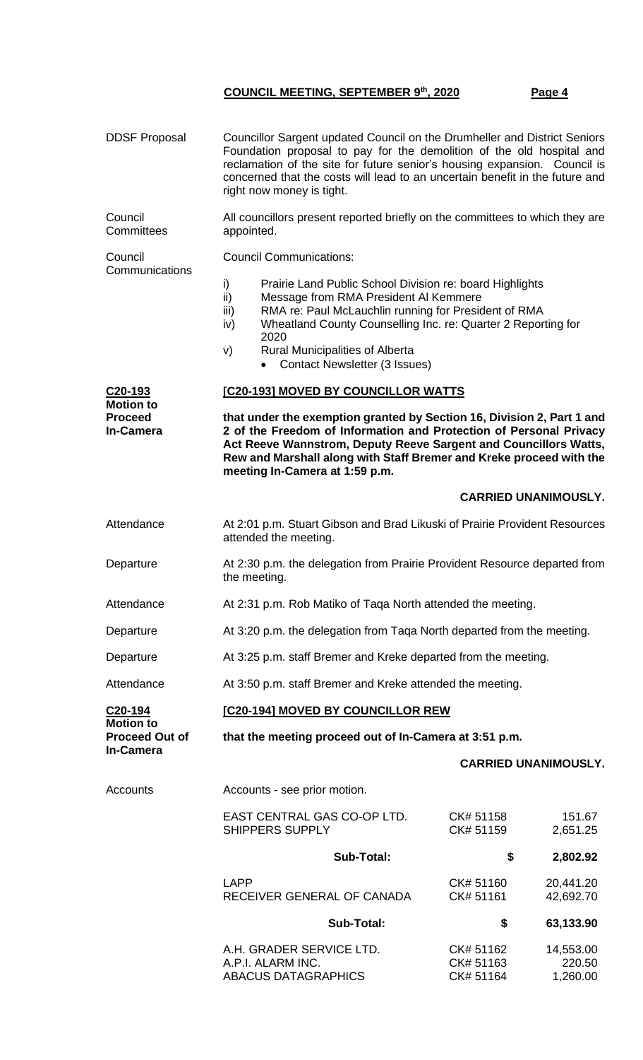**DDSF Proposal**

Councillor Sargent updated Council on the Drumheller and District Seniors Foundation proposal to pay for the demolition of the old hospital and reclamation of the site for future senior's housing expansion. Council is concerned that the costs will lead to an uncertain benefit in the future and right now money is tight.

**Council Committees**

All councillors present reported briefly on the committees to which they are appointed.

**Council Communications**

Council Communications:

- i) Prairie Land Public School Division re: board Highlights
- ii) Message from RMA President Al Kemmere
- iii) RMA re: Paul McLauchlin running for President of RMA
- iv) Wheatland County Counselling Inc. re: Quarter 2 Reporting for 2020
- v) Rural Municipalities of Alberta
  - Contact Newsletter (3 Issues)

**C20-193**
**Motion to Proceed In-Camera**

**[C20-193] MOVED BY COUNCILLOR WATTS**

**that under the exemption granted by Section 16, Division 2, Part 1 and 2 of the Freedom of Information and Protection of Personal Privacy Act Reeve Wannstrom, Deputy Reeve Sargent and Councillors Watts, Rew and Marshall along with Staff Bremer and Kreke proceed with the meeting In-Camera at 1:59 p.m.**

**CARRIED UNANIMOUSLY.**

**Attendance**

At 2:01 p.m. Stuart Gibson and Brad Likuski of Prairie Provident Resources attended the meeting.

**Departure**

At 2:30 p.m. the delegation from Prairie Provident Resource departed from the meeting.

**Attendance**

At 2:31 p.m. Rob Matiko of Taqa North attended the meeting.

**Departure**

At 3:20 p.m. the delegation from Taqa North departed from the meeting.

**Departure**

At 3:25 p.m. staff Bremer and Kreke departed from the meeting.

**Attendance**

At 3:50 p.m. staff Bremer and Kreke attended the meeting.

**C20-194**
**Motion to Proceed Out of In-Camera**

**[C20-194] MOVED BY COUNCILLOR REW**

**that the meeting proceed out of In-Camera at 3:51 p.m.**

**CARRIED UNANIMOUSLY.**

**Accounts**

Accounts - see prior motion.

| | | |
|---|---|---|
| EAST CENTRAL GAS CO-OP LTD. | CK# 51158 | 151.67 |
| SHIPPERS SUPPLY | CK# 51159 | 2,651.25 |
| **Sub-Total:** | **$** | **2,802.92** |
| LAPP | CK# 51160 | 20,441.20 |
| RECEIVER GENERAL OF CANADA | CK# 51161 | 42,692.70 |
| **Sub-Total:** | **$** | **63,133.90** |
| A.H. GRADER SERVICE LTD. | CK# 51162 | 14,553.00 |
| A.P.I. ALARM INC. | CK# 51163 | 220.50 |
| ABACUS DATAGRAPHICS | CK# 51164 | 1,260.00 |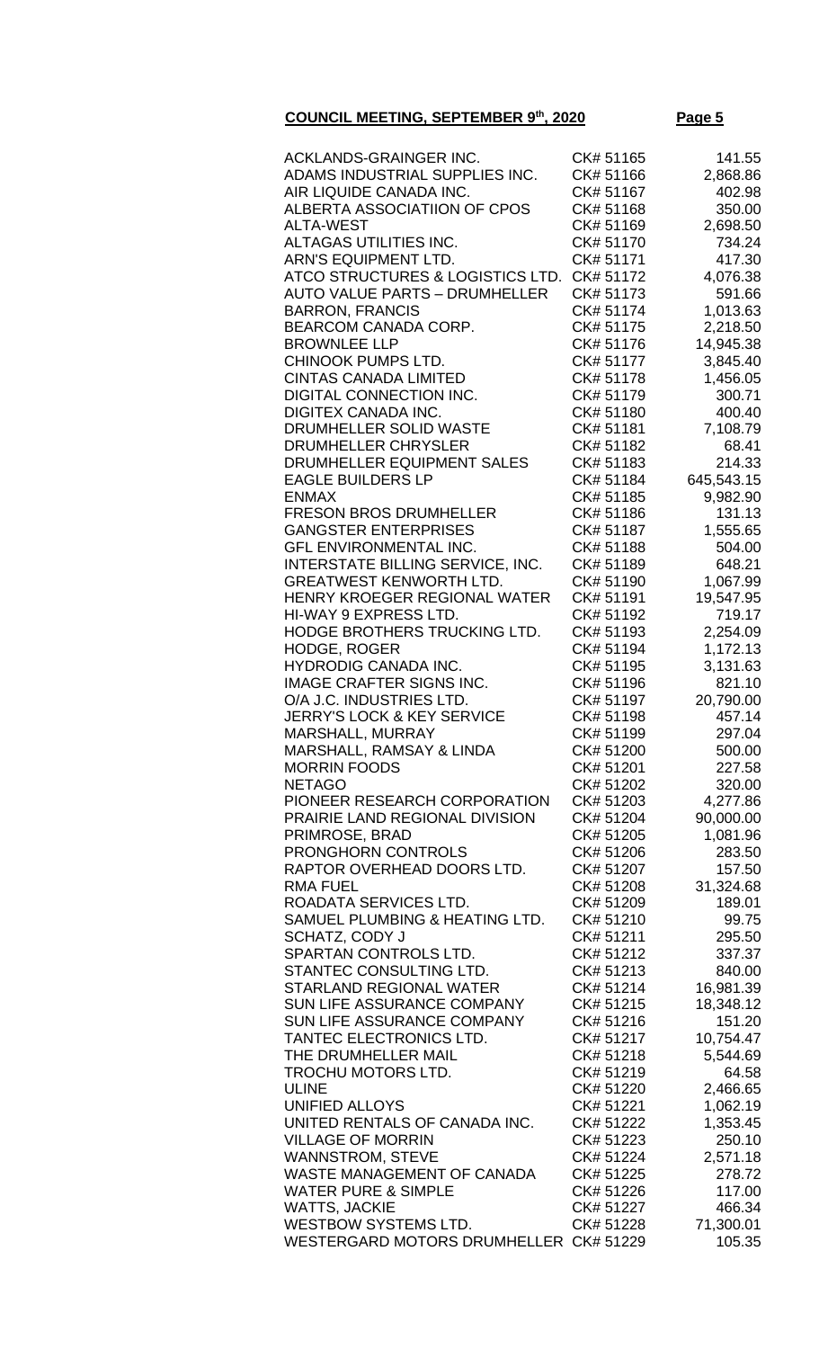**COUNCIL MEETING, SEPTEMBER 9th, 2020**

| | | |
|---|---|---|
| ACKLANDS-GRAINGER INC. | CK# 51165 | 141.55 |
| ADAMS INDUSTRIAL SUPPLIES INC. | CK# 51166 | 2,868.86 |
| AIR LIQUIDE CANADA INC. | CK# 51167 | 402.98 |
| ALBERTA ASSOCIATIION OF CPOS | CK# 51168 | 350.00 |
| ALTA-WEST | CK# 51169 | 2,698.50 |
| ALTAGAS UTILITIES INC. | CK# 51170 | 734.24 |
| ARN'S EQUIPMENT LTD. | CK# 51171 | 417.30 |
| ATCO STRUCTURES & LOGISTICS LTD. | CK# 51172 | 4,076.38 |
| AUTO VALUE PARTS – DRUMHELLER | CK# 51173 | 591.66 |
| BARRON, FRANCIS | CK# 51174 | 1,013.63 |
| BEARCOM CANADA CORP. | CK# 51175 | 2,218.50 |
| BROWNLEE LLP | CK# 51176 | 14,945.38 |
| CHINOOK PUMPS LTD. | CK# 51177 | 3,845.40 |
| CINTAS CANADA LIMITED | CK# 51178 | 1,456.05 |
| DIGITAL CONNECTION INC. | CK# 51179 | 300.71 |
| DIGITEX CANADA INC. | CK# 51180 | 400.40 |
| DRUMHELLER SOLID WASTE | CK# 51181 | 7,108.79 |
| DRUMHELLER CHRYSLER | CK# 51182 | 68.41 |
| DRUMHELLER EQUIPMENT SALES | CK# 51183 | 214.33 |
| EAGLE BUILDERS LP | CK# 51184 | 645,543.15 |
| ENMAX | CK# 51185 | 9,982.90 |
| FRESON BROS DRUMHELLER | CK# 51186 | 131.13 |
| GANGSTER ENTERPRISES | CK# 51187 | 1,555.65 |
| GFL ENVIRONMENTAL INC. | CK# 51188 | 504.00 |
| INTERSTATE BILLING SERVICE, INC. | CK# 51189 | 648.21 |
| GREATWEST KENWORTH LTD. | CK# 51190 | 1,067.99 |
| HENRY KROEGER REGIONAL WATER | CK# 51191 | 19,547.95 |
| HI-WAY 9 EXPRESS LTD. | CK# 51192 | 719.17 |
| HODGE BROTHERS TRUCKING LTD. | CK# 51193 | 2,254.09 |
| HODGE, ROGER | CK# 51194 | 1,172.13 |
| HYDRODIG CANADA INC. | CK# 51195 | 3,131.63 |
| IMAGE CRAFTER SIGNS INC. | CK# 51196 | 821.10 |
| O/A J.C. INDUSTRIES LTD. | CK# 51197 | 20,790.00 |
| JERRY'S LOCK & KEY SERVICE | CK# 51198 | 457.14 |
| MARSHALL, MURRAY | CK# 51199 | 297.04 |
| MARSHALL, RAMSAY & LINDA | CK# 51200 | 500.00 |
| MORRIN FOODS | CK# 51201 | 227.58 |
| NETAGO | CK# 51202 | 320.00 |
| PIONEER RESEARCH CORPORATION | CK# 51203 | 4,277.86 |
| PRAIRIE LAND REGIONAL DIVISION | CK# 51204 | 90,000.00 |
| PRIMROSE, BRAD | CK# 51205 | 1,081.96 |
| PRONGHORN CONTROLS | CK# 51206 | 283.50 |
| RAPTOR OVERHEAD DOORS LTD. | CK# 51207 | 157.50 |
| RMA FUEL | CK# 51208 | 31,324.68 |
| ROADATA SERVICES LTD. | CK# 51209 | 189.01 |
| SAMUEL PLUMBING & HEATING LTD. | CK# 51210 | 99.75 |
| SCHATZ, CODY J | CK# 51211 | 295.50 |
| SPARTAN CONTROLS LTD. | CK# 51212 | 337.37 |
| STANTEC CONSULTING LTD. | CK# 51213 | 840.00 |
| STARLAND REGIONAL WATER | CK# 51214 | 16,981.39 |
| SUN LIFE ASSURANCE COMPANY | CK# 51215 | 18,348.12 |
| SUN LIFE ASSURANCE COMPANY | CK# 51216 | 151.20 |
| TANTEC ELECTRONICS LTD. | CK# 51217 | 10,754.47 |
| THE DRUMHELLER MAIL | CK# 51218 | 5,544.69 |
| TROCHU MOTORS LTD. | CK# 51219 | 64.58 |
| ULINE | CK# 51220 | 2,466.65 |
| UNIFIED ALLOYS | CK# 51221 | 1,062.19 |
| UNITED RENTALS OF CANADA INC. | CK# 51222 | 1,353.45 |
| VILLAGE OF MORRIN | CK# 51223 | 250.10 |
| WANNSTROM, STEVE | CK# 51224 | 2,571.18 |
| WASTE MANAGEMENT OF CANADA | CK# 51225 | 278.72 |
| WATER PURE & SIMPLE | CK# 51226 | 117.00 |
| WATTS, JACKIE | CK# 51227 | 466.34 |
| WESTBOW SYSTEMS LTD. | CK# 51228 | 71,300.01 |
| WESTERGARD MOTORS DRUMHELLER | CK# 51229 | 105.35 |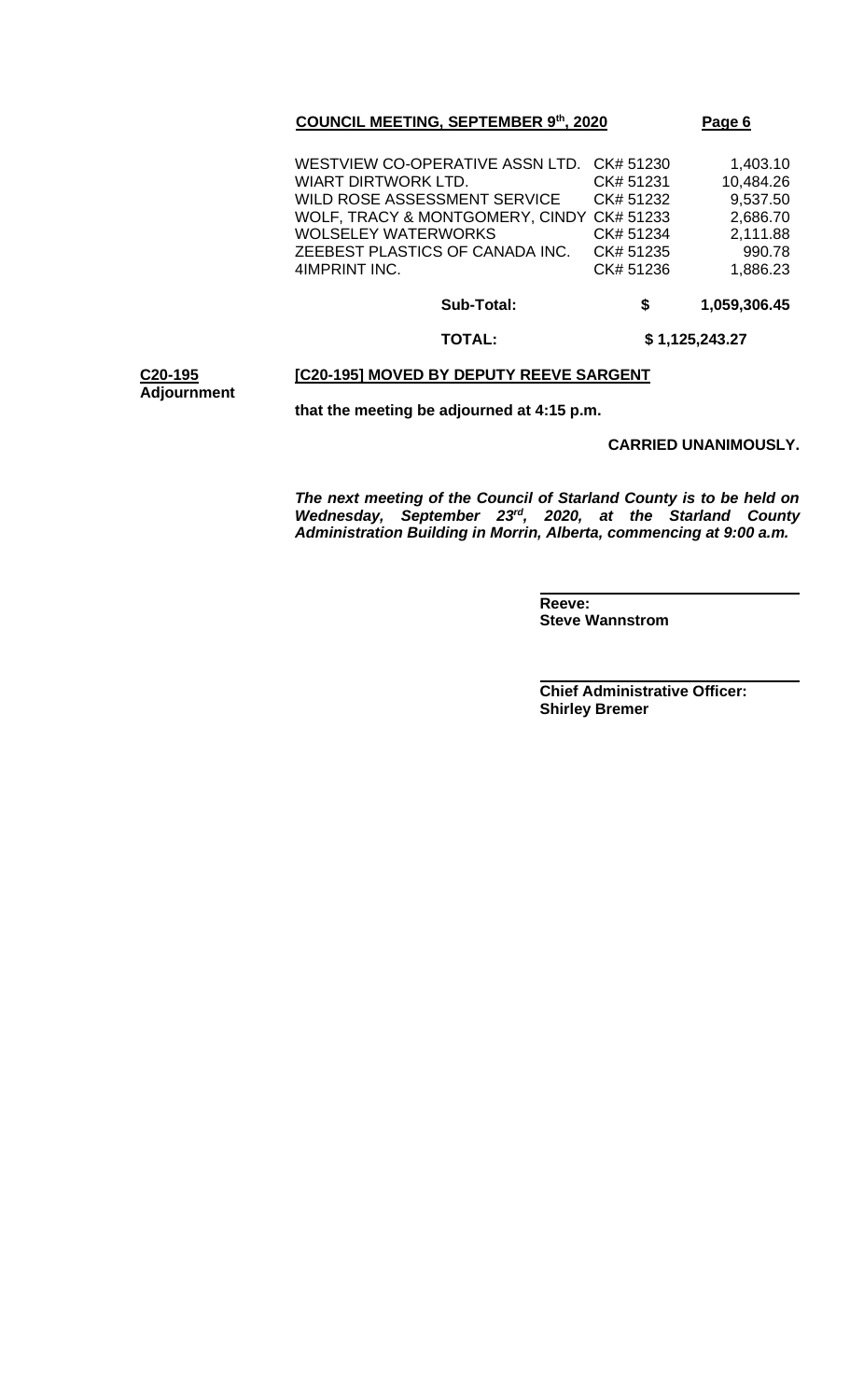| | | |
|---|---|---|
| WESTVIEW CO-OPERATIVE ASSN LTD. | CK# 51230 | 1,403.10 |
| WIART DIRTWORK LTD. | CK# 51231 | 10,484.26 |
| WILD ROSE ASSESSMENT SERVICE | CK# 51232 | 9,537.50 |
| WOLF, TRACY & MONTGOMERY, CINDY | CK# 51233 | 2,686.70 |
| WOLSELEY WATERWORKS | CK# 51234 | 2,111.88 |
| ZEEBEST PLASTICS OF CANADA INC. | CK# 51235 | 990.78 |
| 4IMPRINT INC. | CK# 51236 | 1,886.23 |
| **Sub-Total:** | **$** | **1,059,306.45** |
| **TOTAL:** | | **$ 1,125,243.27** |

**C20-195**
**Adjournment**

**[C20-195] MOVED BY DEPUTY REEVE SARGENT**

**that the meeting be adjourned at 4:15 p.m.**

**CARRIED UNANIMOUSLY.**

***The next meeting of the Council of Starland County is to be held on Wednesday, September 23rd, 2020, at the Starland County Administration Building in Morrin, Alberta, commencing at 9:00 a.m.***

**Reeve:**
**Steve Wannstrom**

**Chief Administrative Officer:**
**Shirley Bremer**